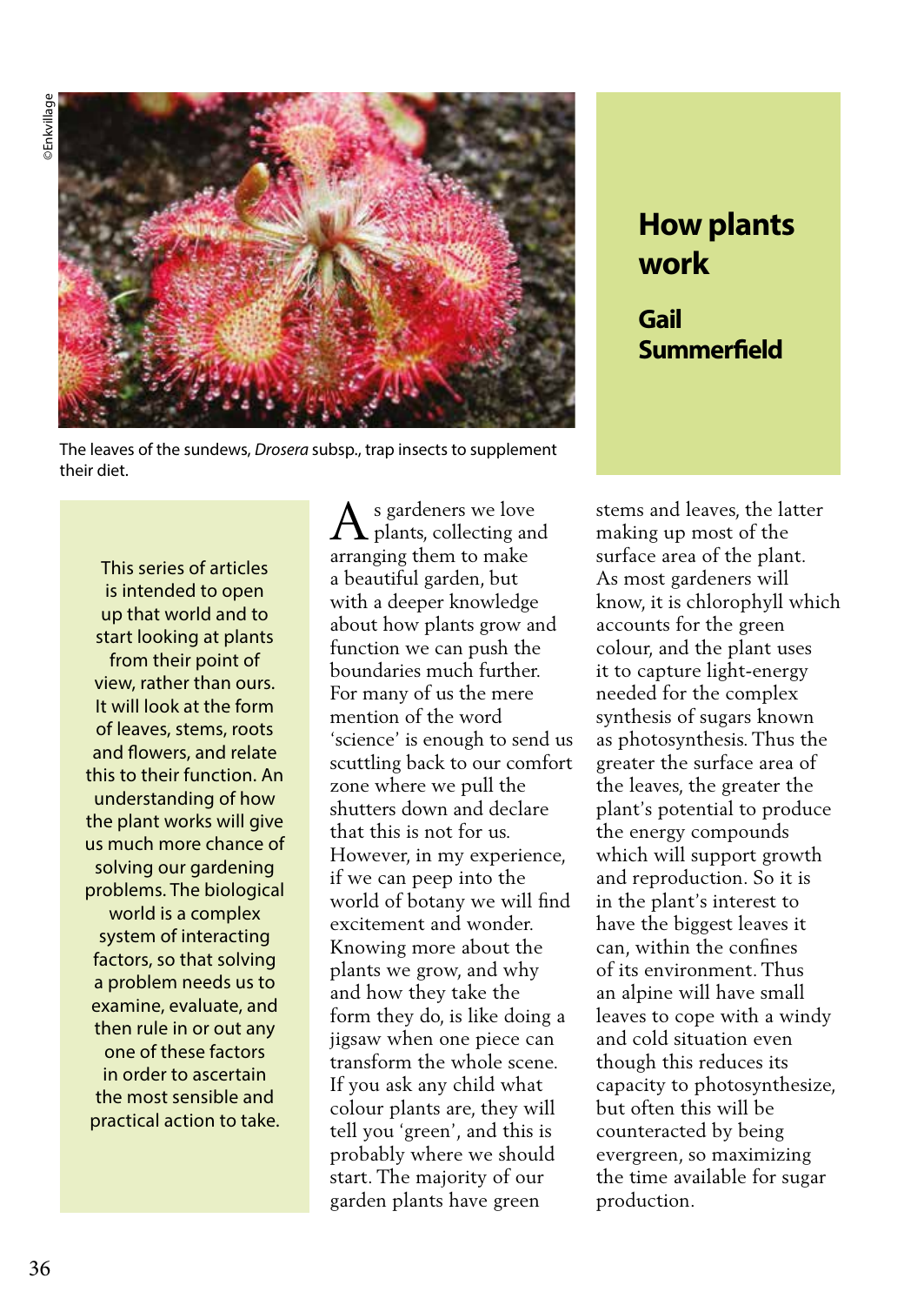# How plants work

## Gail Summerfield

©Enkvillage

The leaves of the sundews, *Drosera* subsp., trap insects to supplement their diet.

This series of articles is intended to open up that world and to start looking at plants from their point of view, rather than ours. It will look at the form of leaves, stems, roots and flowers, and relate this to their function. An understanding of how the plant works will give us much more chance of solving our gardening problems. The biological world is a complex system of interacting factors, so that solving a problem needs us to examine, evaluate, and then rule in or out any one of these factors in order to ascertain the most sensible and practical action to take.

As gardeners we love plants, collecting and arranging them to make a beautiful garden, but with a deeper knowledge about how plants grow and function we can push the boundaries much further. For many of us the mere mention of the word 'science' is enough to send us scuttling back to our comfort zone where we pull the shutters down and declare that this is not for us. However, in my experience, if we can peep into the world of botany we will find excitement and wonder. Knowing more about the plants we grow, and why and how they take the form they do, is like doing a jigsaw when one piece can transform the whole scene. If you ask any child what colour plants are, they will tell you 'green', and this is probably where we should start. The majority of our garden plants have green stems and leaves, the latter making up most of the surface area of the plant. As most gardeners will know, it is chlorophyll which accounts for the green colour, and the plant uses it to capture light-energy needed for the complex synthesis of sugars known as photosynthesis. Thus the greater the surface area of the leaves, the greater the plant's potential to produce the energy compounds which will support growth and reproduction. So it is in the plant's interest to have the biggest leaves it can, within the confines of its environment. Thus an alpine will have small leaves to cope with a windy and cold situation even though this reduces its capacity to photosynthesize, but often this will be counteracted by being evergreen, so maximizing the time available for sugar production.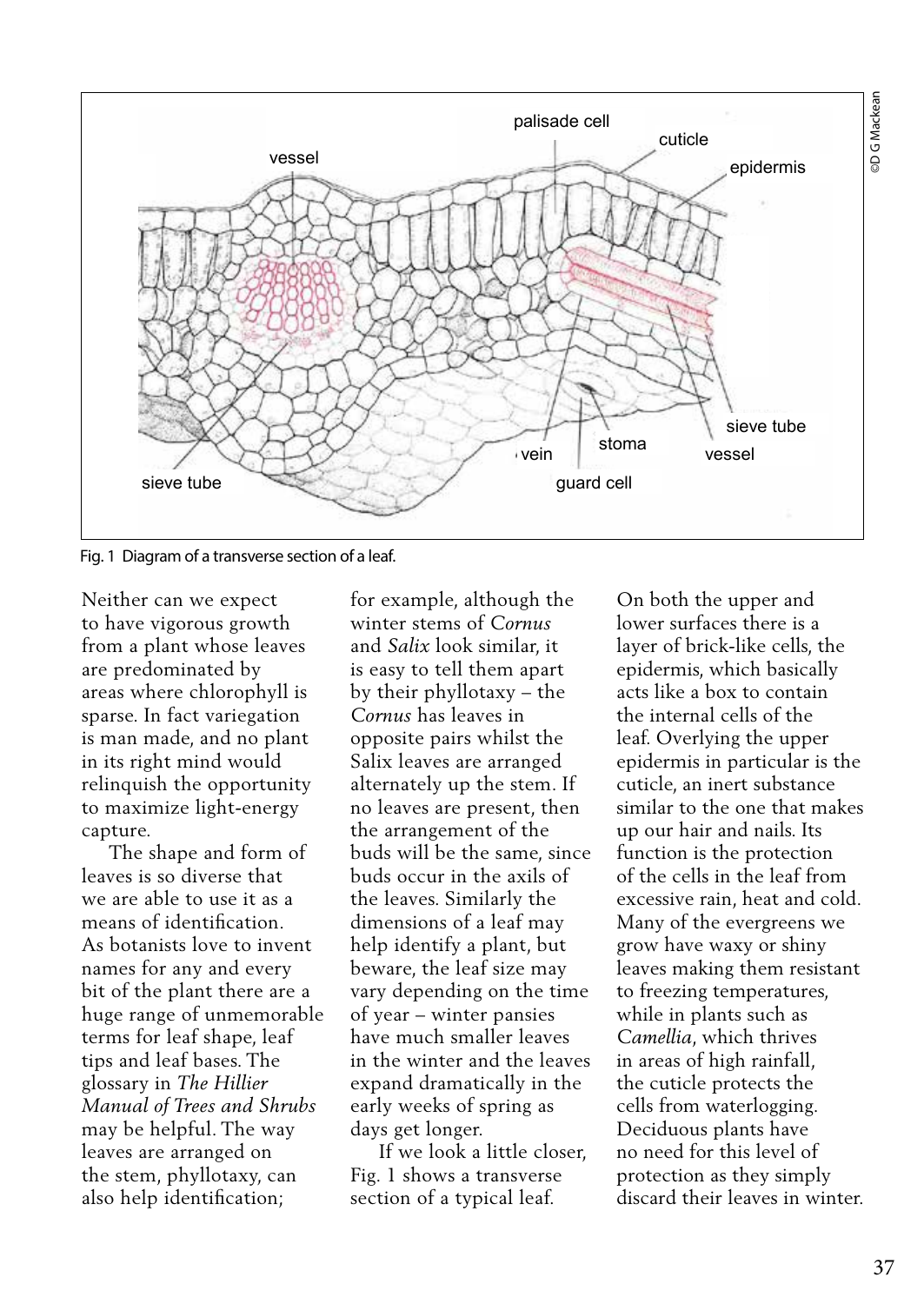Fig. 1 Diagram of a transverse section of a leaf.

Neither can we expect to have vigorous growth from a plant whose leaves are predominated by areas where chlorophyll is sparse. In fact variegation is man made, and no plant in its right mind would relinquish the opportunity to maximize light-energy capture.

The shape and form of leaves is so diverse that we are able to use it as a means of identification. As botanists love to invent names for any and every bit of the plant there are a huge range of unmemorable terms for leaf shape, leaf tips and leaf bases. The glossary in *The Hillier Manual of Trees and Shrubs* may be helpful. The way leaves are arranged on the stem, phyllotaxy, can also help identification; for example, although the winter stems of *Cornus* and *Salix* look similar, it is easy to tell them apart by their phyllotaxy – the *Cornus* has leaves in opposite pairs whilst the Salix leaves are arranged alternately up the stem. If no leaves are present, then the arrangement of the buds will be the same, since buds occur in the axils of the leaves. Similarly the dimensions of a leaf may help identify a plant, but beware, the leaf size may vary depending on the time of year – winter pansies have much smaller leaves in the winter and the leaves expand dramatically in the early weeks of spring as days get longer.

If we look a little closer, Fig. 1 shows a transverse section of a typical leaf.

On both the upper and lower surfaces there is a layer of brick-like cells, the epidermis, which basically acts like a box to contain the internal cells of the leaf. Overlying the upper epidermis in particular is the cuticle, an inert substance similar to the one that makes up our hair and nails. Its function is the protection of the cells in the leaf from excessive rain, heat and cold. Many of the evergreens we grow have waxy or shiny leaves making them resistant to freezing temperatures, while in plants such as *Camellia*, which thrives in areas of high rainfall, the cuticle protects the cells from waterlogging. Deciduous plants have no need for this level of protection as they simply discard their leaves in winter.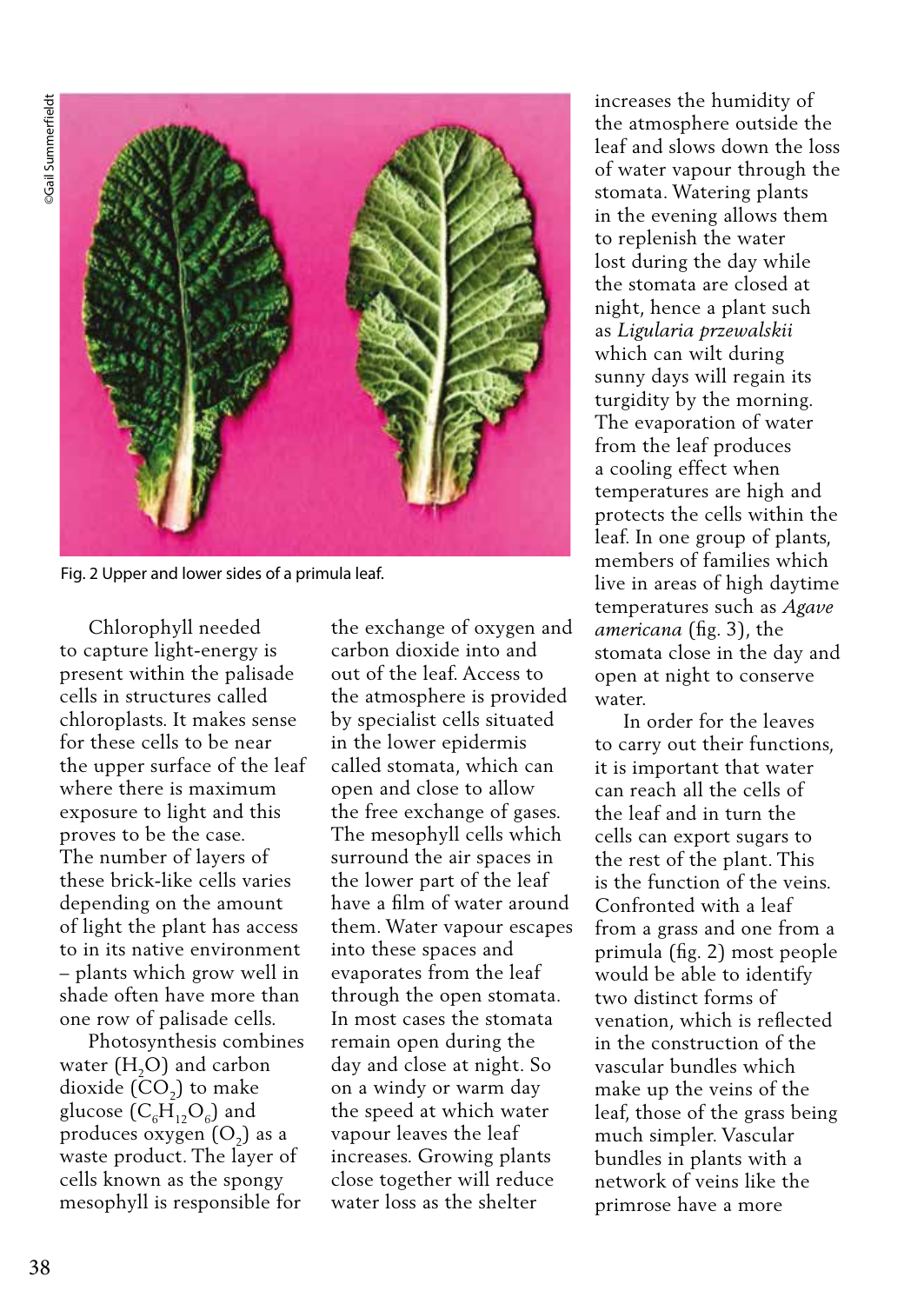Fig. 2 Upper and lower sides of a primula leaf.

Chlorophyll needed to capture light-energy is present within the palisade cells in structures called chloroplasts. It makes sense for these cells to be near the upper surface of the leaf where there is maximum exposure to light and this proves to be the case. The number of layers of these brick-like cells varies depending on the amount of light the plant has access to in its native environment – plants which grow well in shade often have more than one row of palisade cells.

Photosynthesis combines water ($H_2O$) and carbon dioxide ($CO_2$) to make glucose ($C_6H_{12}O_6$) and produces oxygen ($O_2$) as a waste product. The layer of cells known as the spongy mesophyll is responsible for the exchange of oxygen and carbon dioxide into and out of the leaf. Access to the atmosphere is provided by specialist cells situated in the lower epidermis called stomata, which can open and close to allow the free exchange of gases. The mesophyll cells which surround the air spaces in the lower part of the leaf have a film of water around them. Water vapour escapes into these spaces and evaporates from the leaf through the open stomata. In most cases the stomata remain open during the day and close at night. So on a windy or warm day the speed at which water vapour leaves the leaf increases. Growing plants close together will reduce water loss as the shelter increases the humidity of the atmosphere outside the leaf and slows down the loss of water vapour through the stomata. Watering plants in the evening allows them to replenish the water lost during the day while the stomata are closed at night, hence a plant such as *Ligularia przewalskii* which can wilt during sunny days will regain its turgidity by the morning. The evaporation of water from the leaf produces a cooling effect when temperatures are high and protects the cells within the leaf. In one group of plants, members of families which live in areas of high daytime temperatures such as *Agave americana* (fig. 3), the stomata close in the day and open at night to conserve water.

In order for the leaves to carry out their functions, it is important that water can reach all the cells of the leaf and in turn the cells can export sugars to the rest of the plant. This is the function of the veins. Confronted with a leaf from a grass and one from a primula (fig. 2) most people would be able to identify two distinct forms of venation, which is reflected in the construction of the vascular bundles which make up the veins of the leaf, those of the grass being much simpler. Vascular bundles in plants with a network of veins like the primrose have a more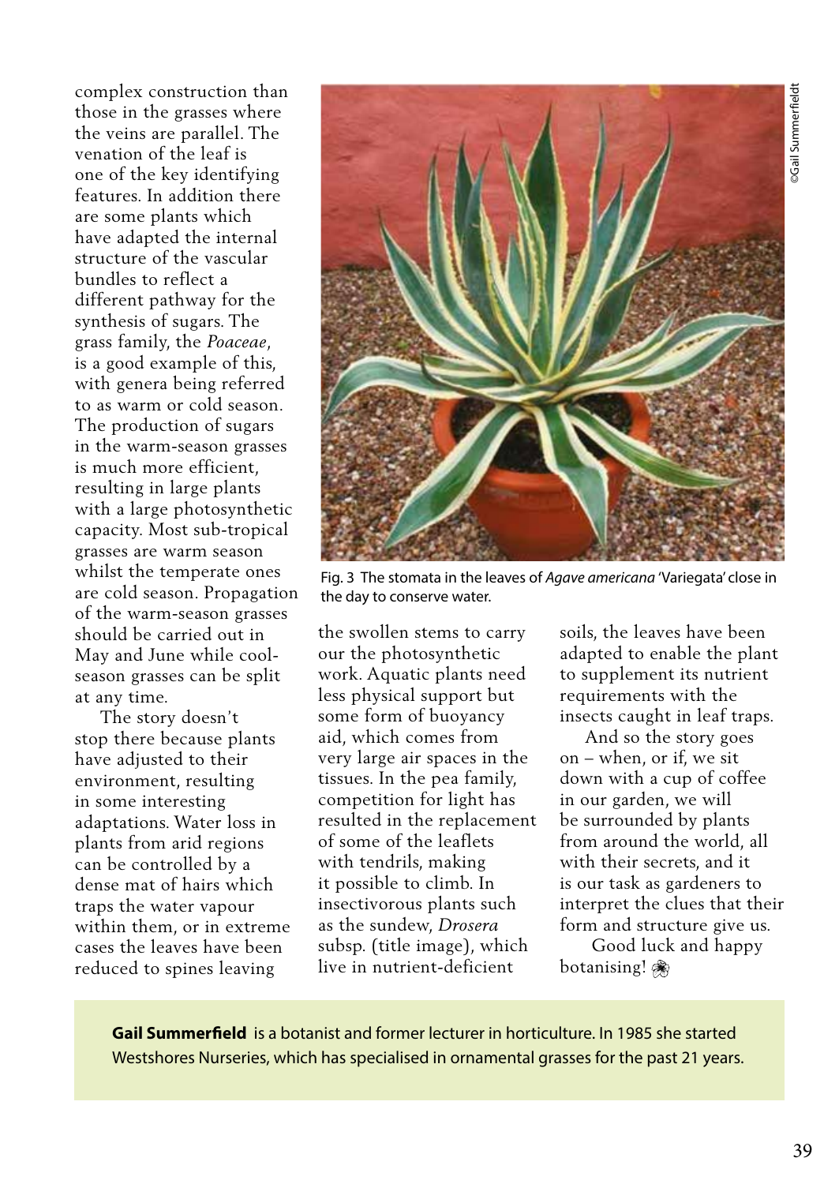complex construction than those in the grasses where the veins are parallel. The venation of the leaf is one of the key identifying features. In addition there are some plants which have adapted the internal structure of the vascular bundles to reflect a different pathway for the synthesis of sugars. The grass family, the *Poaceae*, is a good example of this, with genera being referred to as warm or cold season. The production of sugars in the warm-season grasses is much more efficient, resulting in large plants with a large photosynthetic capacity. Most sub-tropical grasses are warm season whilst the temperate ones are cold season. Propagation of the warm-season grasses should be carried out in May and June while cool-season grasses can be split at any time.

The story doesn't stop there because plants have adjusted to their environment, resulting in some interesting adaptations. Water loss in plants from arid regions can be controlled by a dense mat of hairs which traps the water vapour within them, or in extreme cases the leaves have been reduced to spines leaving the swollen stems to carry our the photosynthetic work. Aquatic plants need less physical support but some form of buoyancy aid, which comes from very large air spaces in the tissues. In the pea family, competition for light has resulted in the replacement of some of the leaflets with tendrils, making it possible to climb. In insectivorous plants such as the sundew, *Drosera* subsp. (title image), which live in nutrient-deficient soils, the leaves have been adapted to enable the plant to supplement its nutrient requirements with the insects caught in leaf traps.

And so the story goes on – when, or if, we sit down with a cup of coffee in our garden, we will be surrounded by plants from around the world, all with their secrets, and it is our task as gardeners to interpret the clues that their form and structure give us.

Good luck and happy botanising!

©Gail Summerfieldt

Fig. 3 The stomata in the leaves of *Agave americana* 'Variegata' close in the day to conserve water.

**Gail Summerfield** is a botanist and former lecturer in horticulture. In 1985 she started Westshores Nurseries, which has specialised in ornamental grasses for the past 21 years.